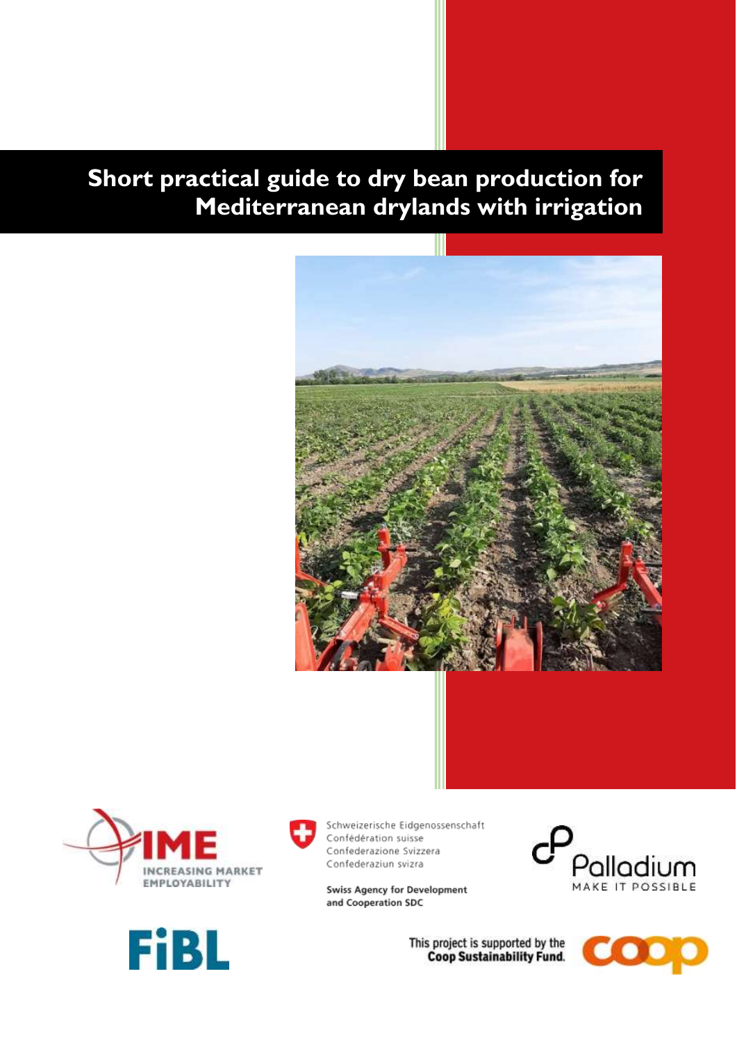# Short practical guide to dry bean production for Mediterranean drylands with irrigation

IME INCREASING MARKET EMPLOYABILITY

Schweizerische Eidgenossenschaft
Confédération suisse
Confederazione Svizzera
Confederaziun svizra

Swiss Agency for Development and Cooperation SDC

Palladium
MAKE IT POSSIBLE

FiBL

This project is supported by the Coop Sustainability Fund.

coop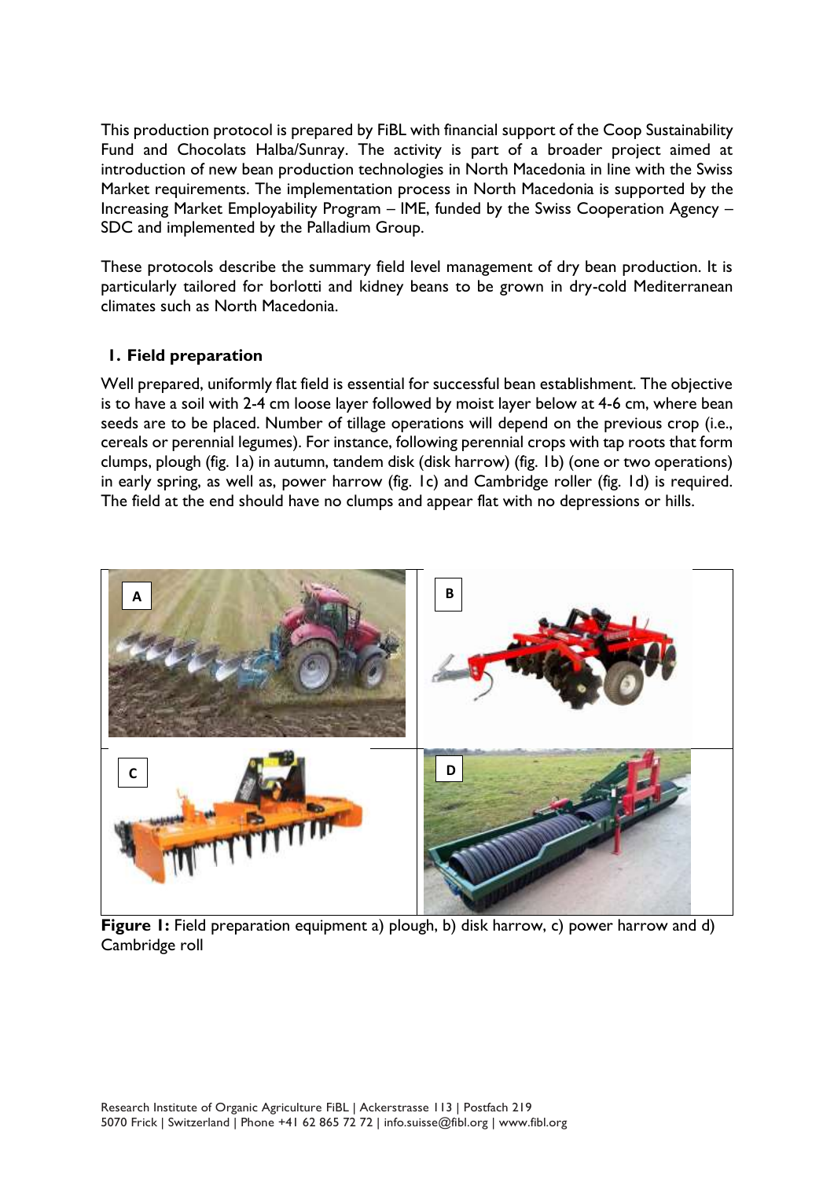This production protocol is prepared by FiBL with financial support of the Coop Sustainability Fund and Chocolats Halba/Sunray. The activity is part of a broader project aimed at introduction of new bean production technologies in North Macedonia in line with the Swiss Market requirements. The implementation process in North Macedonia is supported by the Increasing Market Employability Program – IME, funded by the Swiss Cooperation Agency – SDC and implemented by the Palladium Group.

These protocols describe the summary field level management of dry bean production. It is particularly tailored for borlotti and kidney beans to be grown in dry-cold Mediterranean climates such as North Macedonia.

## 1. Field preparation

Well prepared, uniformly flat field is essential for successful bean establishment. The objective is to have a soil with 2-4 cm loose layer followed by moist layer below at 4-6 cm, where bean seeds are to be placed. Number of tillage operations will depend on the previous crop (i.e., cereals or perennial legumes). For instance, following perennial crops with tap roots that form clumps, plough (fig. 1a) in autumn, tandem disk (disk harrow) (fig. 1b) (one or two operations) in early spring, as well as, power harrow (fig. 1c) and Cambridge roller (fig. 1d) is required. The field at the end should have no clumps and appear flat with no depressions or hills.

**Figure 1:** Field preparation equipment a) plough, b) disk harrow, c) power harrow and d) Cambridge roll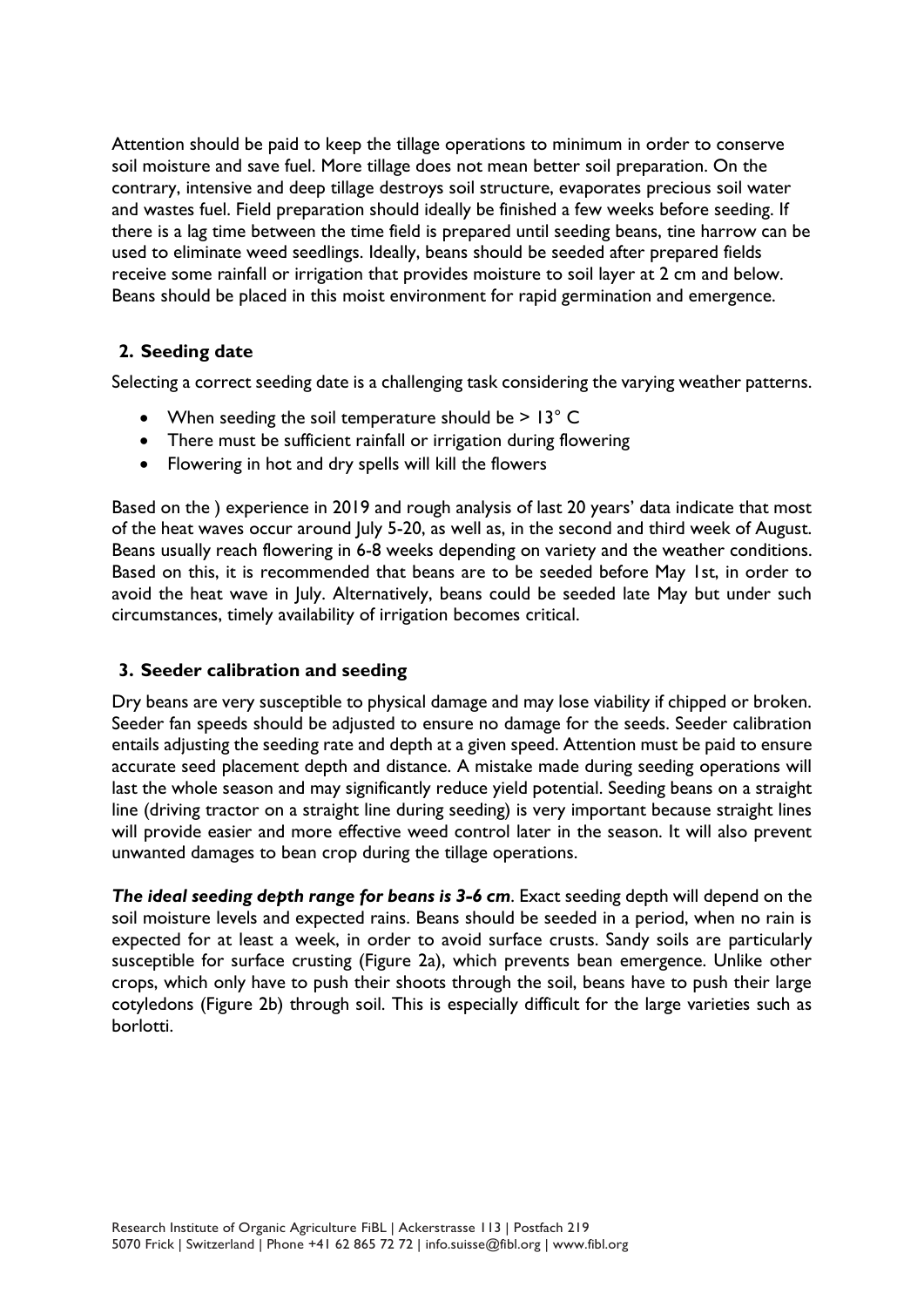Attention should be paid to keep the tillage operations to minimum in order to conserve soil moisture and save fuel. More tillage does not mean better soil preparation. On the contrary, intensive and deep tillage destroys soil structure, evaporates precious soil water and wastes fuel. Field preparation should ideally be finished a few weeks before seeding. If there is a lag time between the time field is prepared until seeding beans, tine harrow can be used to eliminate weed seedlings. Ideally, beans should be seeded after prepared fields receive some rainfall or irrigation that provides moisture to soil layer at 2 cm and below. Beans should be placed in this moist environment for rapid germination and emergence.

## 2. Seeding date

Selecting a correct seeding date is a challenging task considering the varying weather patterns.

- When seeding the soil temperature should be > 13° C
- There must be sufficient rainfall or irrigation during flowering
- Flowering in hot and dry spells will kill the flowers

Based on the ) experience in 2019 and rough analysis of last 20 years' data indicate that most of the heat waves occur around July 5-20, as well as, in the second and third week of August. Beans usually reach flowering in 6-8 weeks depending on variety and the weather conditions. Based on this, it is recommended that beans are to be seeded before May 1st, in order to avoid the heat wave in July. Alternatively, beans could be seeded late May but under such circumstances, timely availability of irrigation becomes critical.

## 3. Seeder calibration and seeding

Dry beans are very susceptible to physical damage and may lose viability if chipped or broken. Seeder fan speeds should be adjusted to ensure no damage for the seeds. Seeder calibration entails adjusting the seeding rate and depth at a given speed. Attention must be paid to ensure accurate seed placement depth and distance. A mistake made during seeding operations will last the whole season and may significantly reduce yield potential. Seeding beans on a straight line (driving tractor on a straight line during seeding) is very important because straight lines will provide easier and more effective weed control later in the season. It will also prevent unwanted damages to bean crop during the tillage operations.

***The ideal seeding depth range for beans is 3-6 cm***. Exact seeding depth will depend on the soil moisture levels and expected rains. Beans should be seeded in a period, when no rain is expected for at least a week, in order to avoid surface crusts. Sandy soils are particularly susceptible for surface crusting (Figure 2a), which prevents bean emergence. Unlike other crops, which only have to push their shoots through the soil, beans have to push their large cotyledons (Figure 2b) through soil. This is especially difficult for the large varieties such as borlotti.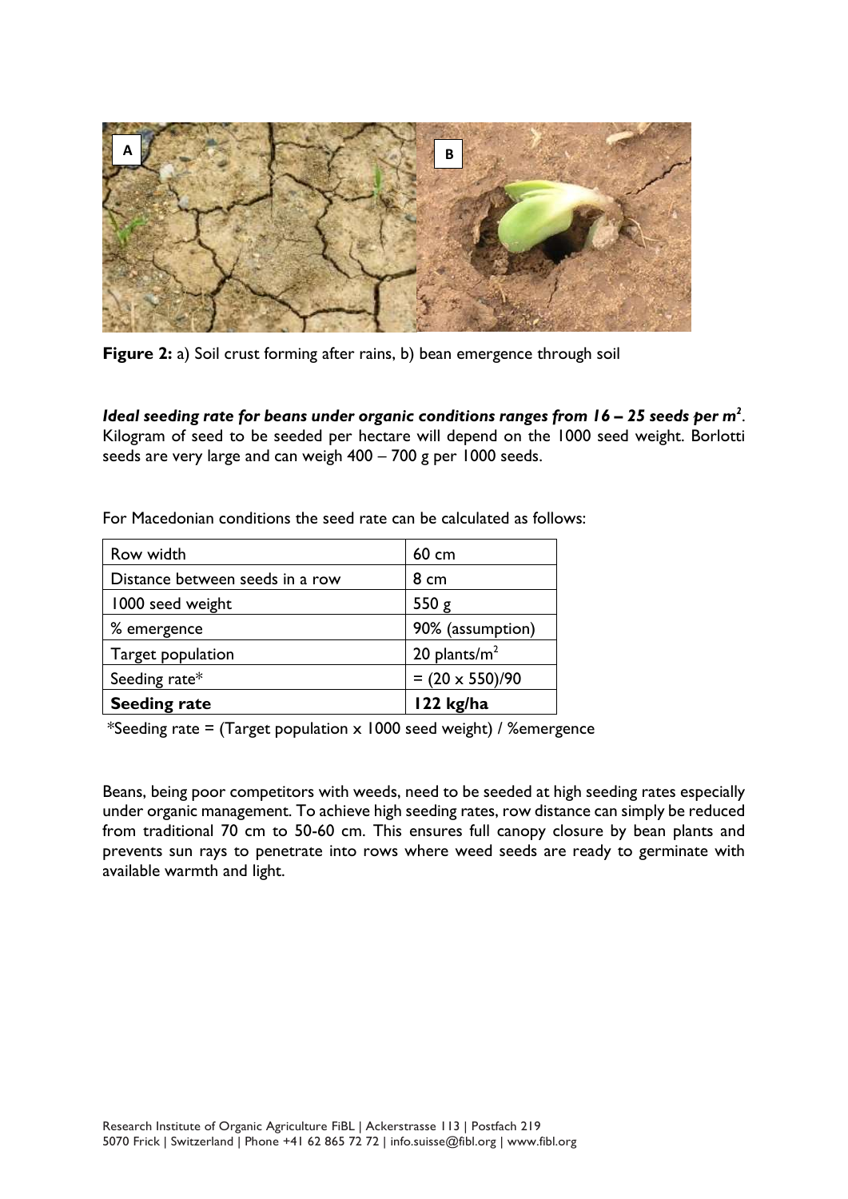**Figure 2:** a) Soil crust forming after rains, b) bean emergence through soil

***Ideal seeding rate for beans under organic conditions ranges from 16 – 25 seeds per m²***. Kilogram of seed to be seeded per hectare will depend on the 1000 seed weight. Borlotti seeds are very large and can weigh 400 – 700 g per 1000 seeds.

For Macedonian conditions the seed rate can be calculated as follows:

| Row width | 60 cm |
|---|---|
| Distance between seeds in a row | 8 cm |
| 1000 seed weight | 550 g |
| % emergence | 90% (assumption) |
| Target population | 20 plants/m$^2$ |
| Seeding rate* | = (20 x 550)/90 |
| **Seeding rate** | **122 kg/ha** |

*Seeding rate = (Target population x 1000 seed weight) / %emergence

Beans, being poor competitors with weeds, need to be seeded at high seeding rates especially under organic management. To achieve high seeding rates, row distance can simply be reduced from traditional 70 cm to 50-60 cm. This ensures full canopy closure by bean plants and prevents sun rays to penetrate into rows where weed seeds are ready to germinate with available warmth and light.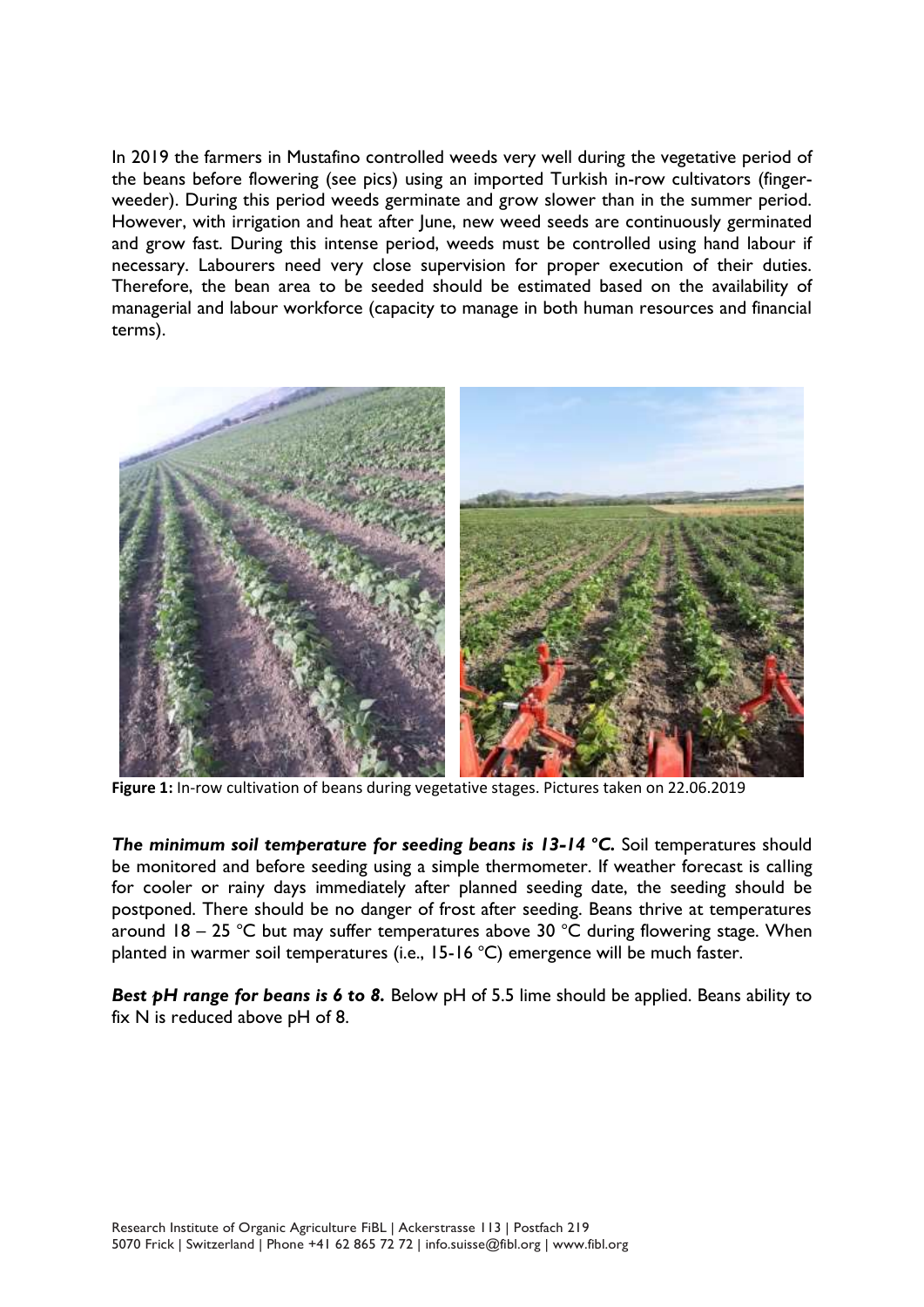In 2019 the farmers in Mustafino controlled weeds very well during the vegetative period of the beans before flowering (see pics) using an imported Turkish in-row cultivators (finger-weeder). During this period weeds germinate and grow slower than in the summer period. However, with irrigation and heat after June, new weed seeds are continuously germinated and grow fast. During this intense period, weeds must be controlled using hand labour if necessary. Labourers need very close supervision for proper execution of their duties. Therefore, the bean area to be seeded should be estimated based on the availability of managerial and labour workforce (capacity to manage in both human resources and financial terms).

**Figure 1:** In-row cultivation of beans during vegetative stages. Pictures taken on 22.06.2019

***The minimum soil temperature for seeding beans is 13-14 °C.*** Soil temperatures should be monitored and before seeding using a simple thermometer. If weather forecast is calling for cooler or rainy days immediately after planned seeding date, the seeding should be postponed. There should be no danger of frost after seeding. Beans thrive at temperatures around 18 – 25 °C but may suffer temperatures above 30 °C during flowering stage. When planted in warmer soil temperatures (i.e., 15-16 °C) emergence will be much faster.

***Best pH range for beans is 6 to 8.*** Below pH of 5.5 lime should be applied. Beans ability to fix N is reduced above pH of 8.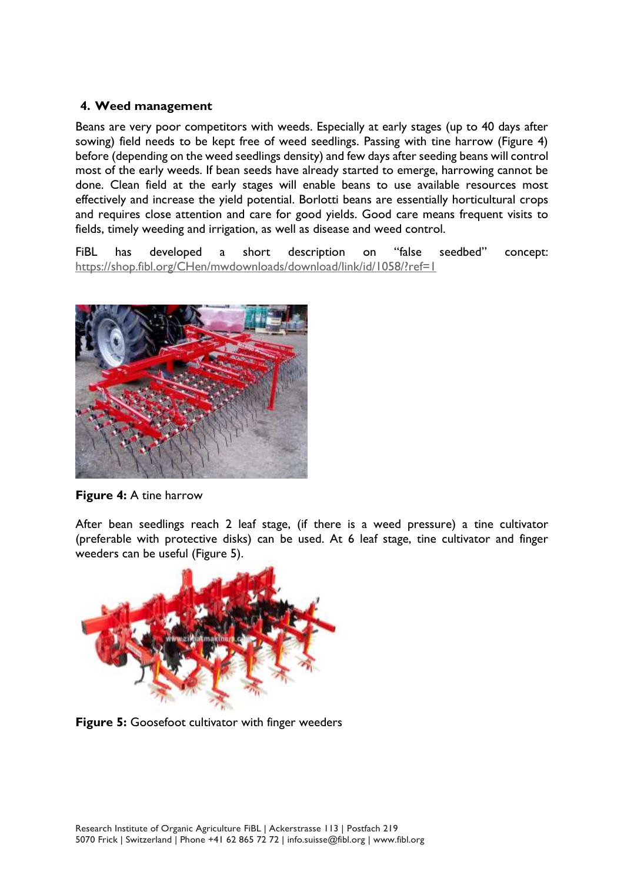## 4. Weed management

Beans are very poor competitors with weeds. Especially at early stages (up to 40 days after sowing) field needs to be kept free of weed seedlings. Passing with tine harrow (Figure 4) before (depending on the weed seedlings density) and few days after seeding beans will control most of the early weeds. If bean seeds have already started to emerge, harrowing cannot be done. Clean field at the early stages will enable beans to use available resources most effectively and increase the yield potential. Borlotti beans are essentially horticultural crops and requires close attention and care for good yields. Good care means frequent visits to fields, timely weeding and irrigation, as well as disease and weed control.

FiBL has developed a short description on "false seedbed" concept: https://shop.fibl.org/CHen/mwdownloads/download/link/id/1058/?ref=1

**Figure 4:** A tine harrow

After bean seedlings reach 2 leaf stage, (if there is a weed pressure) a tine cultivator (preferable with protective disks) can be used. At 6 leaf stage, tine cultivator and finger weeders can be useful (Figure 5).

**Figure 5:** Goosefoot cultivator with finger weeders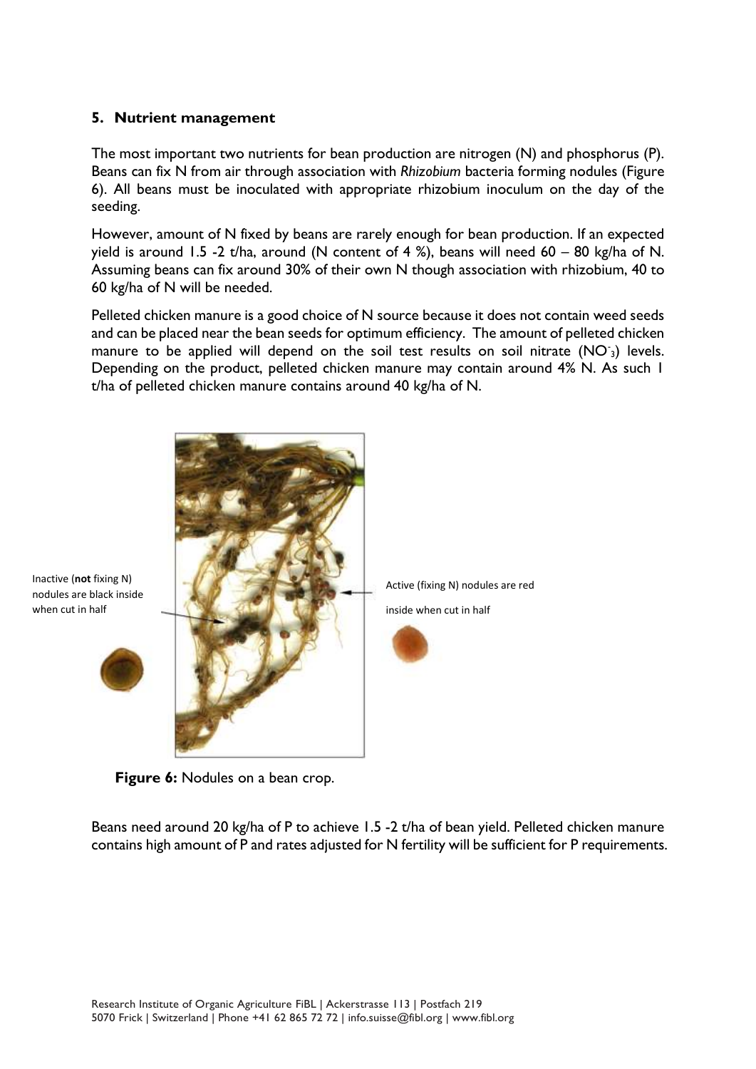## 5. Nutrient management

The most important two nutrients for bean production are nitrogen (N) and phosphorus (P). Beans can fix N from air through association with *Rhizobium* bacteria forming nodules (Figure 6). All beans must be inoculated with appropriate rhizobium inoculum on the day of the seeding.

However, amount of N fixed by beans are rarely enough for bean production. If an expected yield is around 1.5 -2 t/ha, around (N content of 4 %), beans will need 60 – 80 kg/ha of N. Assuming beans can fix around 30% of their own N though association with rhizobium, 40 to 60 kg/ha of N will be needed.

Pelleted chicken manure is a good choice of N source because it does not contain weed seeds and can be placed near the bean seeds for optimum efficiency. The amount of pelleted chicken manure to be applied will depend on the soil test results on soil nitrate ($NO_3^-$) levels. Depending on the product, pelleted chicken manure may contain around 4% N. As such 1 t/ha of pelleted chicken manure contains around 40 kg/ha of N.

Inactive (**not** fixing N) nodules are black inside when cut in half

Active (fixing N) nodules are red inside when cut in half

**Figure 6:** Nodules on a bean crop.

Beans need around 20 kg/ha of P to achieve 1.5 -2 t/ha of bean yield. Pelleted chicken manure contains high amount of P and rates adjusted for N fertility will be sufficient for P requirements.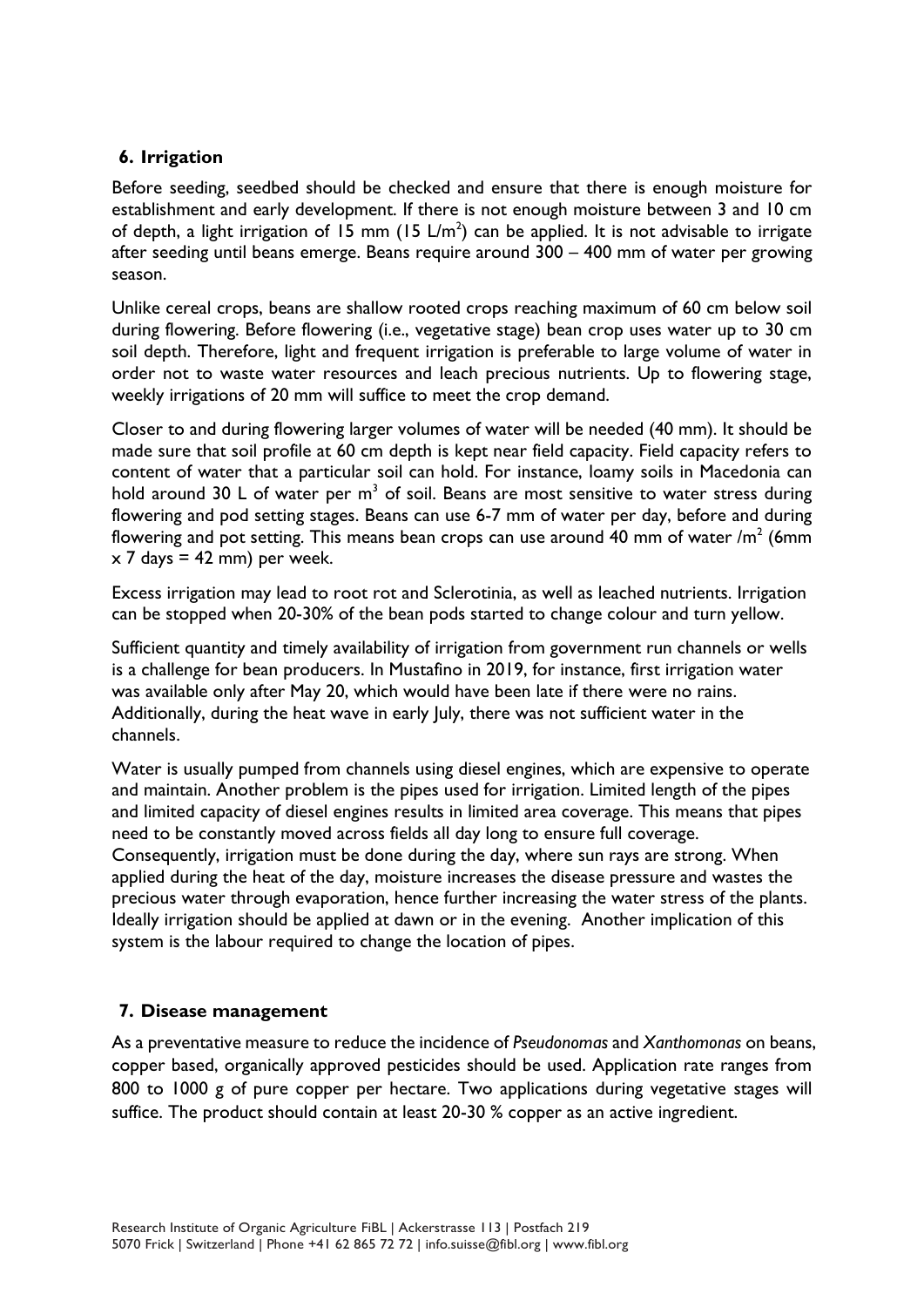## 6. Irrigation

Before seeding, seedbed should be checked and ensure that there is enough moisture for establishment and early development. If there is not enough moisture between 3 and 10 cm of depth, a light irrigation of 15 mm (15 L/m$^2$) can be applied. It is not advisable to irrigate after seeding until beans emerge. Beans require around 300 – 400 mm of water per growing season.

Unlike cereal crops, beans are shallow rooted crops reaching maximum of 60 cm below soil during flowering. Before flowering (i.e., vegetative stage) bean crop uses water up to 30 cm soil depth. Therefore, light and frequent irrigation is preferable to large volume of water in order not to waste water resources and leach precious nutrients. Up to flowering stage, weekly irrigations of 20 mm will suffice to meet the crop demand.

Closer to and during flowering larger volumes of water will be needed (40 mm). It should be made sure that soil profile at 60 cm depth is kept near field capacity. Field capacity refers to content of water that a particular soil can hold. For instance, loamy soils in Macedonia can hold around 30 L of water per m$^3$ of soil. Beans are most sensitive to water stress during flowering and pod setting stages. Beans can use 6-7 mm of water per day, before and during flowering and pot setting. This means bean crops can use around 40 mm of water /m$^2$ (6mm x 7 days = 42 mm) per week.

Excess irrigation may lead to root rot and Sclerotinia, as well as leached nutrients. Irrigation can be stopped when 20-30% of the bean pods started to change colour and turn yellow.

Sufficient quantity and timely availability of irrigation from government run channels or wells is a challenge for bean producers. In Mustafino in 2019, for instance, first irrigation water was available only after May 20, which would have been late if there were no rains. Additionally, during the heat wave in early July, there was not sufficient water in the channels.

Water is usually pumped from channels using diesel engines, which are expensive to operate and maintain. Another problem is the pipes used for irrigation. Limited length of the pipes and limited capacity of diesel engines results in limited area coverage. This means that pipes need to be constantly moved across fields all day long to ensure full coverage. Consequently, irrigation must be done during the day, where sun rays are strong. When applied during the heat of the day, moisture increases the disease pressure and wastes the precious water through evaporation, hence further increasing the water stress of the plants. Ideally irrigation should be applied at dawn or in the evening. Another implication of this system is the labour required to change the location of pipes.

## 7. Disease management

As a preventative measure to reduce the incidence of *Pseudonomas* and *Xanthomonas* on beans, copper based, organically approved pesticides should be used. Application rate ranges from 800 to 1000 g of pure copper per hectare. Two applications during vegetative stages will suffice. The product should contain at least 20-30 % copper as an active ingredient.